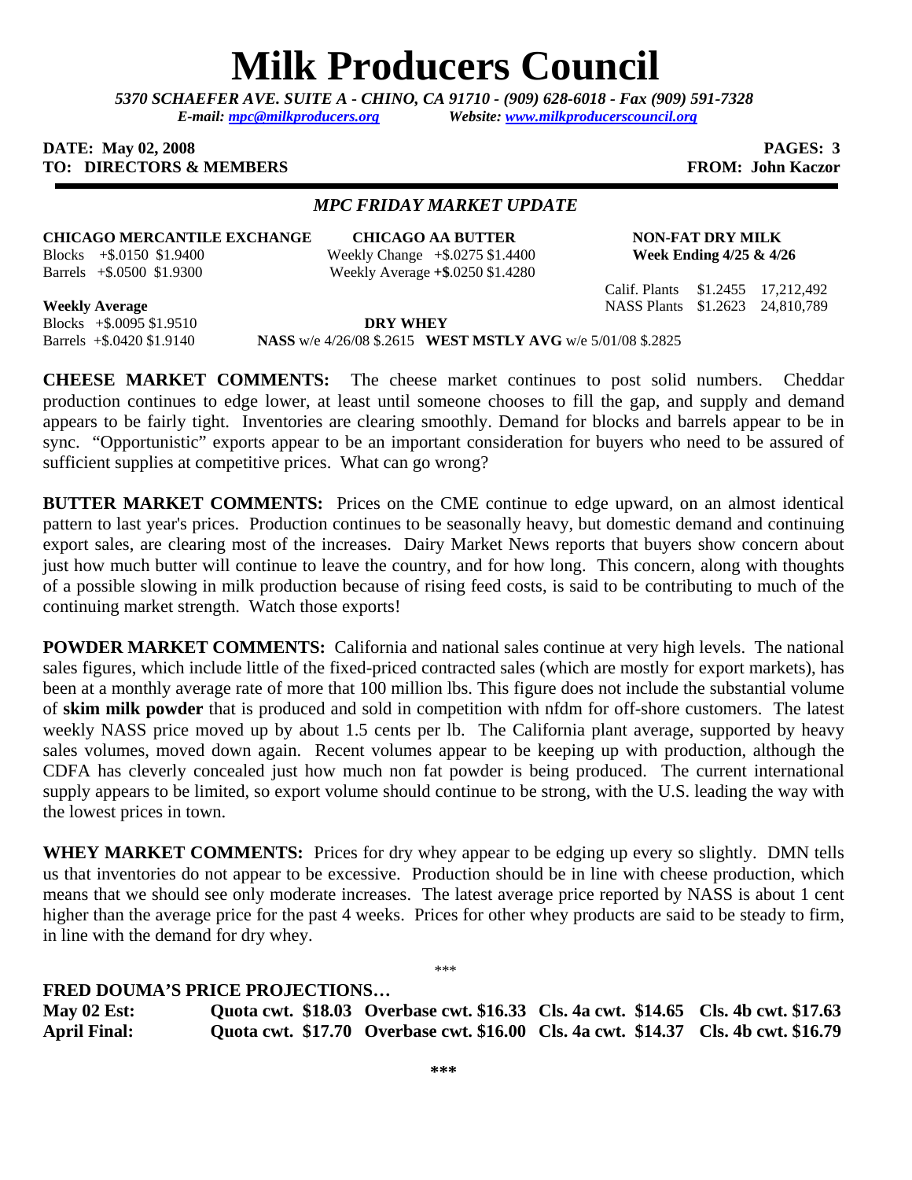# Milk Producers Council

*5370 SCHAEFER AVE. SUITE A - CHINO, CA 91710 - (909) 628-6018 - Fax (909) 591-7328*
*E-mail: mpc@milkproducers.org Website: www.milkproducerscouncil.org*

**DATE: May 02, 2008** **PAGES: 3**
**TO: DIRECTORS & MEMBERS** **FROM: John Kaczor**

## *MPC FRIDAY MARKET UPDATE*

**CHICAGO MERCANTILE EXCHANGE**

Blocks +$.0150 $1.9400
Barrels +$.0500 $1.9300

**Weekly Average**

Blocks +$.0095 $1.9510
Barrels +$.0420 $1.9140

**CHICAGO AA BUTTER**

Weekly Change +$.0275 $1.4400
Weekly Average +$.0250 $1.4280

**NON-FAT DRY MILK**

**Week Ending 4/25 & 4/26**

| | | |
|---|---|---|
| Calif. Plants | $1.2455 | 17,212,492 |
| NASS Plants | $1.2623 | 24,810,789 |

**DRY WHEY**

**NASS** w/e 4/26/08 $.2615 **WEST MSTLY AVG** w/e 5/01/08 $.2825

**CHEESE MARKET COMMENTS:** The cheese market continues to post solid numbers. Cheddar production continues to edge lower, at least until someone chooses to fill the gap, and supply and demand appears to be fairly tight. Inventories are clearing smoothly. Demand for blocks and barrels appear to be in sync. "Opportunistic" exports appear to be an important consideration for buyers who need to be assured of sufficient supplies at competitive prices. What can go wrong?

**BUTTER MARKET COMMENTS:** Prices on the CME continue to edge upward, on an almost identical pattern to last year's prices. Production continues to be seasonally heavy, but domestic demand and continuing export sales, are clearing most of the increases. Dairy Market News reports that buyers show concern about just how much butter will continue to leave the country, and for how long. This concern, along with thoughts of a possible slowing in milk production because of rising feed costs, is said to be contributing to much of the continuing market strength. Watch those exports!

**POWDER MARKET COMMENTS:** California and national sales continue at very high levels. The national sales figures, which include little of the fixed-priced contracted sales (which are mostly for export markets), has been at a monthly average rate of more that 100 million lbs. This figure does not include the substantial volume of **skim milk powder** that is produced and sold in competition with nfdm for off-shore customers. The latest weekly NASS price moved up by about 1.5 cents per lb. The California plant average, supported by heavy sales volumes, moved down again. Recent volumes appear to be keeping up with production, although the CDFA has cleverly concealed just how much non fat powder is being produced. The current international supply appears to be limited, so export volume should continue to be strong, with the U.S. leading the way with the lowest prices in town.

**WHEY MARKET COMMENTS:** Prices for dry whey appear to be edging up every so slightly. DMN tells us that inventories do not appear to be excessive. Production should be in line with cheese production, which means that we should see only moderate increases. The latest average price reported by NASS is about 1 cent higher than the average price for the past 4 weeks. Prices for other whey products are said to be steady to firm, in line with the demand for dry whey.

\*\*\*

**FRED DOUMA'S PRICE PROJECTIONS…**

| | | | | |
|---|---|---|---|---|
| **May 02 Est:** | **Quota cwt. $18.03** | **Overbase cwt. $16.33** | **Cls. 4a cwt. $14.65** | **Cls. 4b cwt. $17.63** |
| **April Final:** | **Quota cwt. $17.70** | **Overbase cwt. $16.00** | **Cls. 4a cwt. $14.37** | **Cls. 4b cwt. $16.79** |

**\*\*\***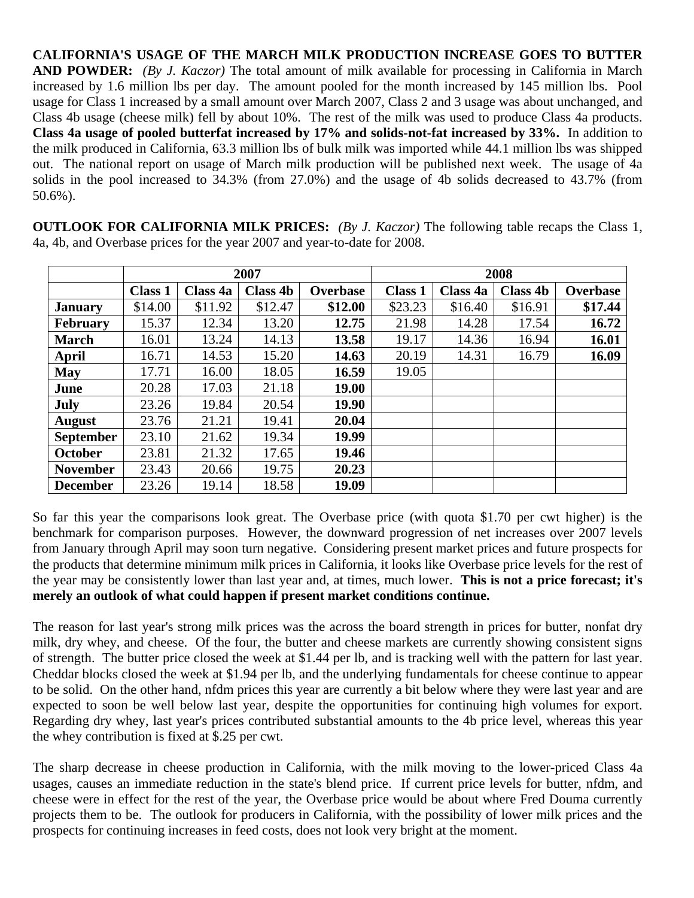**CALIFORNIA'S USAGE OF THE MARCH MILK PRODUCTION INCREASE GOES TO BUTTER AND POWDER:** *(By J. Kaczor)* The total amount of milk available for processing in California in March increased by 1.6 million lbs per day. The amount pooled for the month increased by 145 million lbs. Pool usage for Class 1 increased by a small amount over March 2007, Class 2 and 3 usage was about unchanged, and Class 4b usage (cheese milk) fell by about 10%. The rest of the milk was used to produce Class 4a products. **Class 4a usage of pooled butterfat increased by 17% and solids-not-fat increased by 33%.** In addition to the milk produced in California, 63.3 million lbs of bulk milk was imported while 44.1 million lbs was shipped out. The national report on usage of March milk production will be published next week. The usage of 4a solids in the pool increased to 34.3% (from 27.0%) and the usage of 4b solids decreased to 43.7% (from 50.6%).

**OUTLOOK FOR CALIFORNIA MILK PRICES:** *(By J. Kaczor)* The following table recaps the Class 1, 4a, 4b, and Overbase prices for the year 2007 and year-to-date for 2008.

| | 2007 | | | | 2008 | | | |
|---|---|---|---|---|---|---|---|---|
| | **Class 1** | **Class 4a** | **Class 4b** | **Overbase** | **Class 1** | **Class 4a** | **Class 4b** | **Overbase** |
| **January** | $14.00 | $11.92 | $12.47 | **$12.00** | $23.23 | $16.40 | $16.91 | **$17.44** |
| **February** | 15.37 | 12.34 | 13.20 | **12.75** | 21.98 | 14.28 | 17.54 | **16.72** |
| **March** | 16.01 | 13.24 | 14.13 | **13.58** | 19.17 | 14.36 | 16.94 | **16.01** |
| **April** | 16.71 | 14.53 | 15.20 | **14.63** | 20.19 | 14.31 | 16.79 | **16.09** |
| **May** | 17.71 | 16.00 | 18.05 | **16.59** | 19.05 | | | |
| **June** | 20.28 | 17.03 | 21.18 | **19.00** | | | | |
| **July** | 23.26 | 19.84 | 20.54 | **19.90** | | | | |
| **August** | 23.76 | 21.21 | 19.41 | **20.04** | | | | |
| **September** | 23.10 | 21.62 | 19.34 | **19.99** | | | | |
| **October** | 23.81 | 21.32 | 17.65 | **19.46** | | | | |
| **November** | 23.43 | 20.66 | 19.75 | **20.23** | | | | |
| **December** | 23.26 | 19.14 | 18.58 | **19.09** | | | | |

So far this year the comparisons look great. The Overbase price (with quota $1.70 per cwt higher) is the benchmark for comparison purposes. However, the downward progression of net increases over 2007 levels from January through April may soon turn negative. Considering present market prices and future prospects for the products that determine minimum milk prices in California, it looks like Overbase price levels for the rest of the year may be consistently lower than last year and, at times, much lower. **This is not a price forecast; it's merely an outlook of what could happen if present market conditions continue.**

The reason for last year's strong milk prices was the across the board strength in prices for butter, nonfat dry milk, dry whey, and cheese. Of the four, the butter and cheese markets are currently showing consistent signs of strength. The butter price closed the week at $1.44 per lb, and is tracking well with the pattern for last year. Cheddar blocks closed the week at $1.94 per lb, and the underlying fundamentals for cheese continue to appear to be solid. On the other hand, nfdm prices this year are currently a bit below where they were last year and are expected to soon be well below last year, despite the opportunities for continuing high volumes for export. Regarding dry whey, last year's prices contributed substantial amounts to the 4b price level, whereas this year the whey contribution is fixed at $.25 per cwt.

The sharp decrease in cheese production in California, with the milk moving to the lower-priced Class 4a usages, causes an immediate reduction in the state's blend price. If current price levels for butter, nfdm, and cheese were in effect for the rest of the year, the Overbase price would be about where Fred Douma currently projects them to be. The outlook for producers in California, with the possibility of lower milk prices and the prospects for continuing increases in feed costs, does not look very bright at the moment.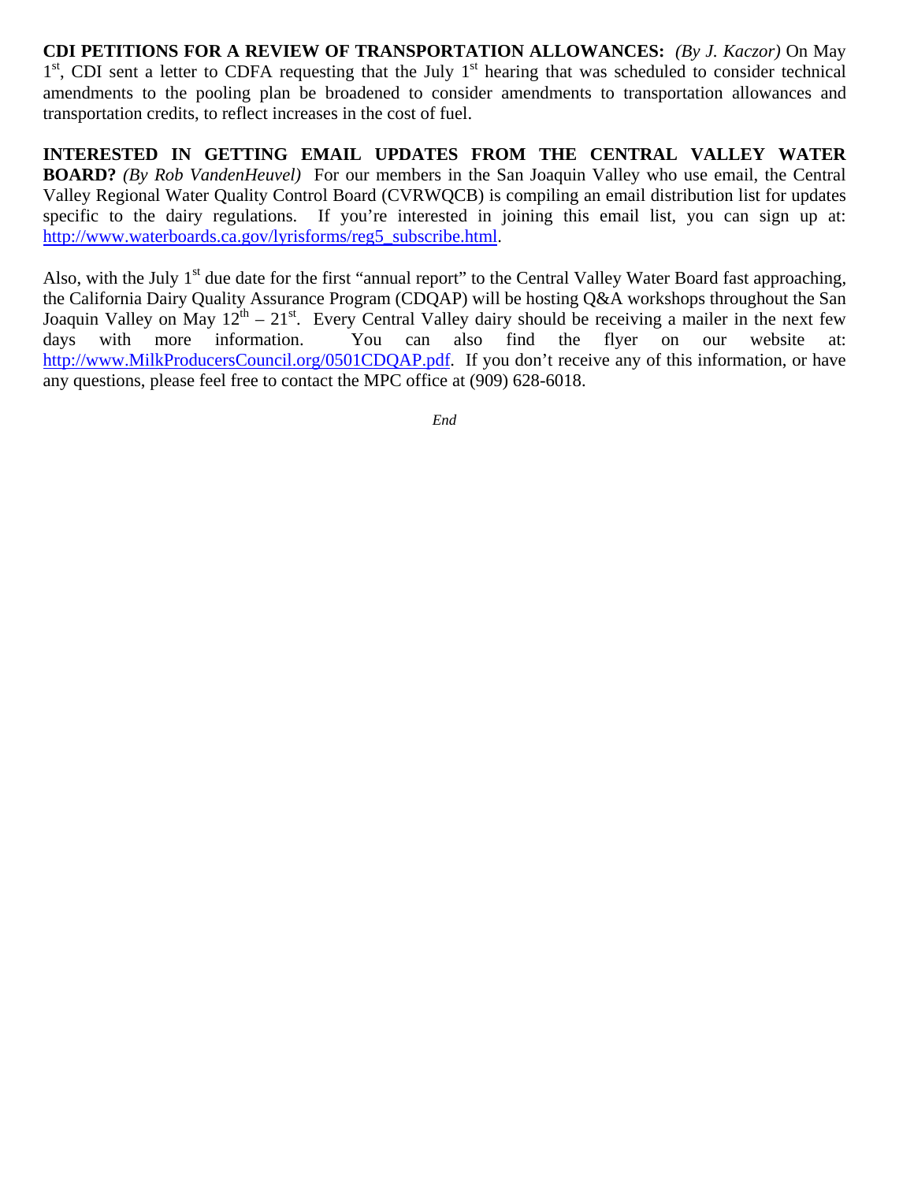**CDI PETITIONS FOR A REVIEW OF TRANSPORTATION ALLOWANCES:** *(By J. Kaczor)* On May 1st, CDI sent a letter to CDFA requesting that the July 1st hearing that was scheduled to consider technical amendments to the pooling plan be broadened to consider amendments to transportation allowances and transportation credits, to reflect increases in the cost of fuel.

**INTERESTED IN GETTING EMAIL UPDATES FROM THE CENTRAL VALLEY WATER BOARD?** *(By Rob VandenHeuvel)* For our members in the San Joaquin Valley who use email, the Central Valley Regional Water Quality Control Board (CVRWQCB) is compiling an email distribution list for updates specific to the dairy regulations. If you're interested in joining this email list, you can sign up at: http://www.waterboards.ca.gov/lyrisforms/reg5_subscribe.html.

Also, with the July 1st due date for the first "annual report" to the Central Valley Water Board fast approaching, the California Dairy Quality Assurance Program (CDQAP) will be hosting Q&A workshops throughout the San Joaquin Valley on May 12th – 21st. Every Central Valley dairy should be receiving a mailer in the next few days with more information. You can also find the flyer on our website at: http://www.MilkProducersCouncil.org/0501CDQAP.pdf. If you don't receive any of this information, or have any questions, please feel free to contact the MPC office at (909) 628-6018.

*End*